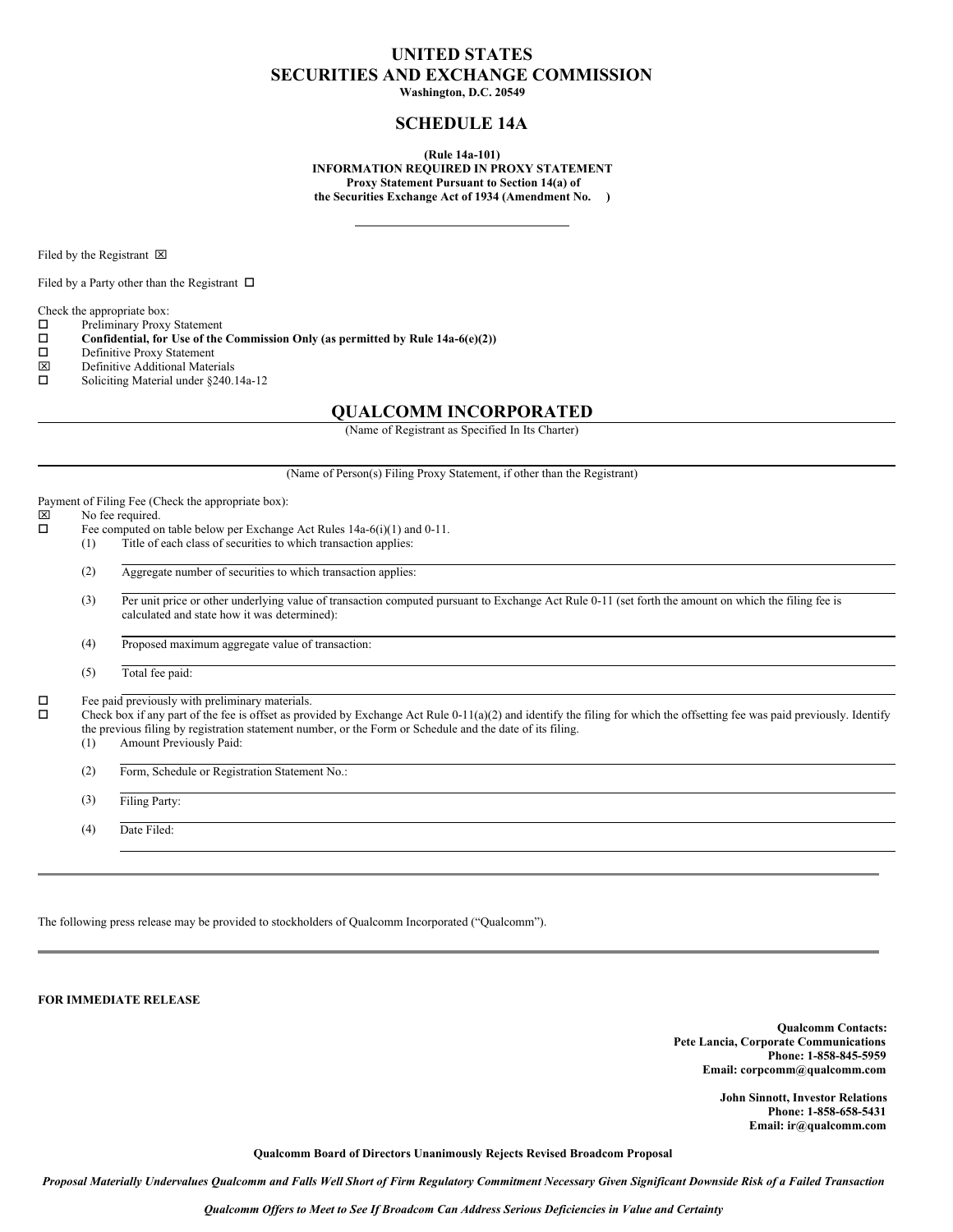# UNITED STATES
# SECURITIES AND EXCHANGE COMMISSION

**Washington, D.C. 20549**

## SCHEDULE 14A

**(Rule 14a-101)**
**INFORMATION REQUIRED IN PROXY STATEMENT**
**Proxy Statement Pursuant to Section 14(a) of**
**the Securities Exchange Act of 1934 (Amendment No. )**

---

Filed by the Registrant ☒

Filed by a Party other than the Registrant ☐

Check the appropriate box:

☐ Preliminary Proxy Statement
☐ **Confidential, for Use of the Commission Only (as permitted by Rule 14a-6(e)(2))**
☐ Definitive Proxy Statement
☒ Definitive Additional Materials
☐ Soliciting Material under §240.14a-12

## QUALCOMM INCORPORATED

(Name of Registrant as Specified In Its Charter)

(Name of Person(s) Filing Proxy Statement, if other than the Registrant)

Payment of Filing Fee (Check the appropriate box):

☒ No fee required.
☐ Fee computed on table below per Exchange Act Rules 14a-6(i)(1) and 0-11.

(1) Title of each class of securities to which transaction applies:

(2) Aggregate number of securities to which transaction applies:

(3) Per unit price or other underlying value of transaction computed pursuant to Exchange Act Rule 0-11 (set forth the amount on which the filing fee is calculated and state how it was determined):

(4) Proposed maximum aggregate value of transaction:

(5) Total fee paid:

☐ Fee paid previously with preliminary materials.
☐ Check box if any part of the fee is offset as provided by Exchange Act Rule 0-11(a)(2) and identify the filing for which the offsetting fee was paid previously. Identify the previous filing by registration statement number, or the Form or Schedule and the date of its filing.

(1) Amount Previously Paid:

(2) Form, Schedule or Registration Statement No.:

(3) Filing Party:

(4) Date Filed:

---

The following press release may be provided to stockholders of Qualcomm Incorporated ("Qualcomm").

---

**FOR IMMEDIATE RELEASE**

**Qualcomm Contacts:**
**Pete Lancia, Corporate Communications**
**Phone: 1-858-845-5959**
**Email: corpcomm@qualcomm.com**

**John Sinnott, Investor Relations**
**Phone: 1-858-658-5431**
**Email: ir@qualcomm.com**

**Qualcomm Board of Directors Unanimously Rejects Revised Broadcom Proposal**

***Proposal Materially Undervalues Qualcomm and Falls Well Short of Firm Regulatory Commitment Necessary Given Significant Downside Risk of a Failed Transaction***

***Qualcomm Offers to Meet to See If Broadcom Can Address Serious Deficiencies in Value and Certainty***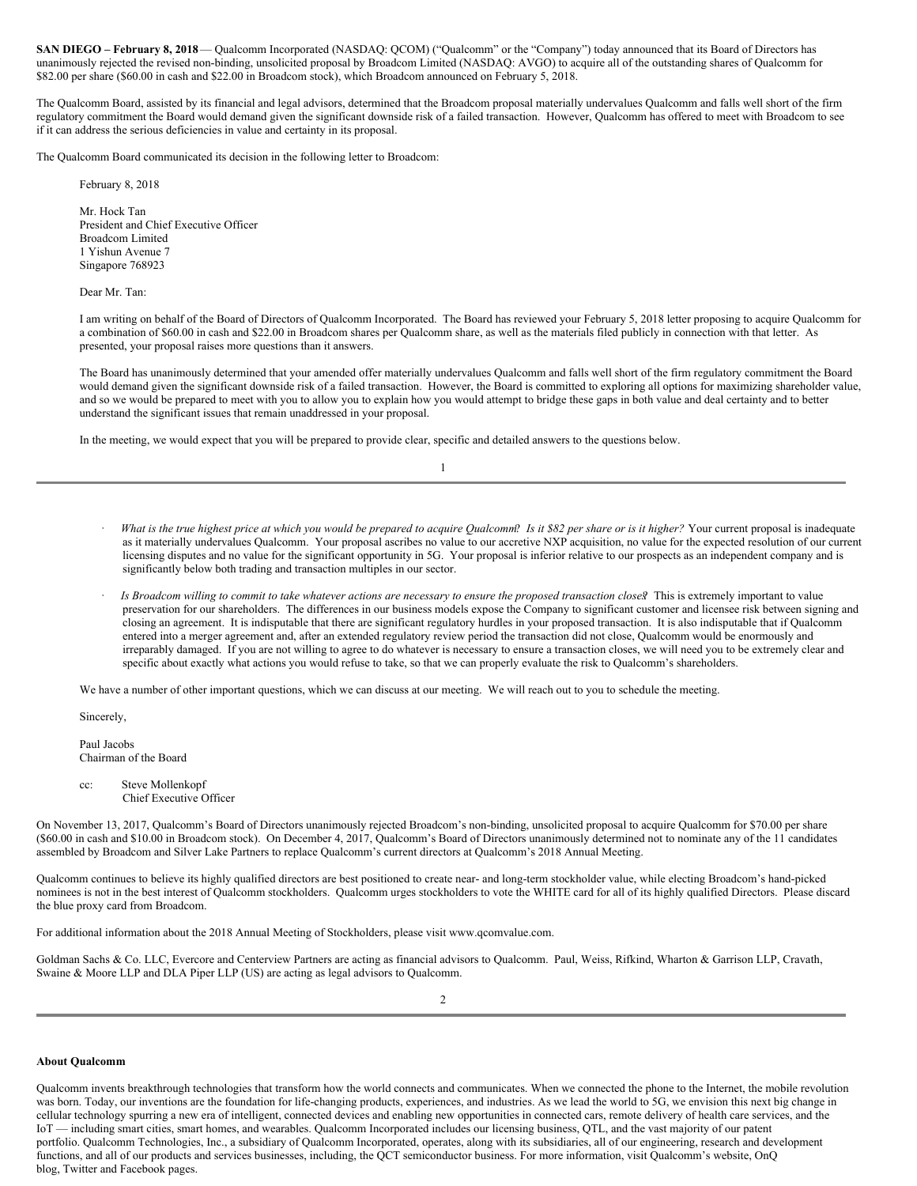**SAN DIEGO – February 8, 2018** — Qualcomm Incorporated (NASDAQ: QCOM) ("Qualcomm" or the "Company") today announced that its Board of Directors has unanimously rejected the revised non-binding, unsolicited proposal by Broadcom Limited (NASDAQ: AVGO) to acquire all of the outstanding shares of Qualcomm for $82.00 per share ($60.00 in cash and $22.00 in Broadcom stock), which Broadcom announced on February 5, 2018.

The Qualcomm Board, assisted by its financial and legal advisors, determined that the Broadcom proposal materially undervalues Qualcomm and falls well short of the firm regulatory commitment the Board would demand given the significant downside risk of a failed transaction. However, Qualcomm has offered to meet with Broadcom to see if it can address the serious deficiencies in value and certainty in its proposal.

The Qualcomm Board communicated its decision in the following letter to Broadcom:

> February 8, 2018
>
> Mr. Hock Tan
> President and Chief Executive Officer
> Broadcom Limited
> 1 Yishun Avenue 7
> Singapore 768923
>
> Dear Mr. Tan:
>
> I am writing on behalf of the Board of Directors of Qualcomm Incorporated. The Board has reviewed your February 5, 2018 letter proposing to acquire Qualcomm for a combination of $60.00 in cash and $22.00 in Broadcom shares per Qualcomm share, as well as the materials filed publicly in connection with that letter. As presented, your proposal raises more questions than it answers.
>
> The Board has unanimously determined that your amended offer materially undervalues Qualcomm and falls well short of the firm regulatory commitment the Board would demand given the significant downside risk of a failed transaction. However, the Board is committed to exploring all options for maximizing shareholder value, and so we would be prepared to meet with you to allow you to explain how you would attempt to bridge these gaps in both value and deal certainty and to better understand the significant issues that remain unaddressed in your proposal.
>
> In the meeting, we would expect that you will be prepared to provide clear, specific and detailed answers to the questions below.
>
> - *What is the true highest price at which you would be prepared to acquire Qualcomm? Is it $82 per share or is it higher?* Your current proposal is inadequate as it materially undervalues Qualcomm. Your proposal ascribes no value to our accretive NXP acquisition, no value for the expected resolution of our current licensing disputes and no value for the significant opportunity in 5G. Your proposal is inferior relative to our prospects as an independent company and is significantly below both trading and transaction multiples in our sector.
> - *Is Broadcom willing to commit to take whatever actions are necessary to ensure the proposed transaction closes?* This is extremely important to value preservation for our shareholders. The differences in our business models expose the Company to significant customer and licensee risk between signing and closing an agreement. It is indisputable that there are significant regulatory hurdles in your proposed transaction. It is also indisputable that if Qualcomm entered into a merger agreement and, after an extended regulatory review period the transaction did not close, Qualcomm would be enormously and irreparably damaged. If you are not willing to agree to do whatever is necessary to ensure a transaction closes, we will need you to be extremely clear and specific about exactly what actions you would refuse to take, so that we can properly evaluate the risk to Qualcomm's shareholders.
>
> We have a number of other important questions, which we can discuss at our meeting. We will reach out to you to schedule the meeting.
>
> Sincerely,
>
> Paul Jacobs
> Chairman of the Board
>
> cc: Steve Mollenkopf
> Chief Executive Officer

On November 13, 2017, Qualcomm's Board of Directors unanimously rejected Broadcom's non-binding, unsolicited proposal to acquire Qualcomm for $70.00 per share ($60.00 in cash and $10.00 in Broadcom stock). On December 4, 2017, Qualcomm's Board of Directors unanimously determined not to nominate any of the 11 candidates assembled by Broadcom and Silver Lake Partners to replace Qualcomm's current directors at Qualcomm's 2018 Annual Meeting.

Qualcomm continues to believe its highly qualified directors are best positioned to create near- and long-term stockholder value, while electing Broadcom's hand-picked nominees is not in the best interest of Qualcomm stockholders. Qualcomm urges stockholders to vote the WHITE card for all of its highly qualified Directors. Please discard the blue proxy card from Broadcom.

For additional information about the 2018 Annual Meeting of Stockholders, please visit www.qcomvalue.com.

Goldman Sachs & Co. LLC, Evercore and Centerview Partners are acting as financial advisors to Qualcomm. Paul, Weiss, Rifkind, Wharton & Garrison LLP, Cravath, Swaine & Moore LLP and DLA Piper LLP (US) are acting as legal advisors to Qualcomm.

**About Qualcomm**

Qualcomm invents breakthrough technologies that transform how the world connects and communicates. When we connected the phone to the Internet, the mobile revolution was born. Today, our inventions are the foundation for life-changing products, experiences, and industries. As we lead the world to 5G, we envision this next big change in cellular technology spurring a new era of intelligent, connected devices and enabling new opportunities in connected cars, remote delivery of health care services, and the IoT — including smart cities, smart homes, and wearables. Qualcomm Incorporated includes our licensing business, QTL, and the vast majority of our patent portfolio. Qualcomm Technologies, Inc., a subsidiary of Qualcomm Incorporated, operates, along with its subsidiaries, all of our engineering, research and development functions, and all of our products and services businesses, including, the QCT semiconductor business. For more information, visit Qualcomm's website, OnQ blog, Twitter and Facebook pages.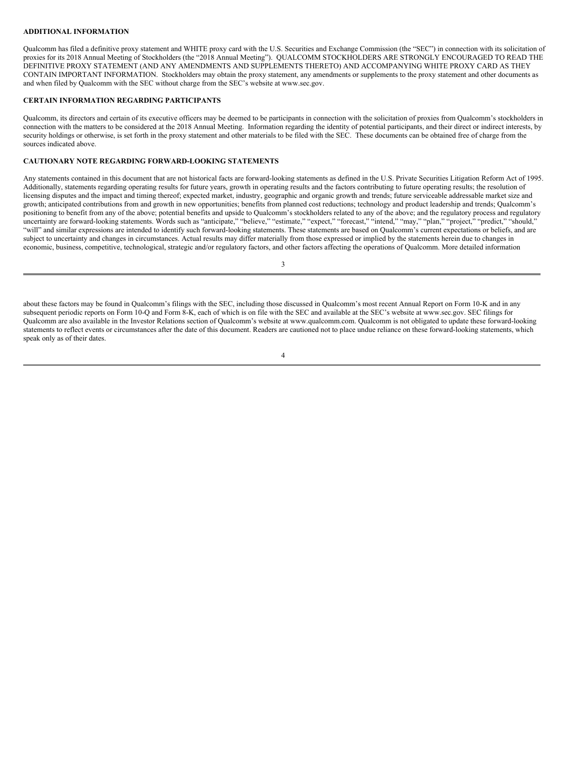**ADDITIONAL INFORMATION**

Qualcomm has filed a definitive proxy statement and WHITE proxy card with the U.S. Securities and Exchange Commission (the "SEC") in connection with its solicitation of proxies for its 2018 Annual Meeting of Stockholders (the "2018 Annual Meeting"). QUALCOMM STOCKHOLDERS ARE STRONGLY ENCOURAGED TO READ THE DEFINITIVE PROXY STATEMENT (AND ANY AMENDMENTS AND SUPPLEMENTS THERETO) AND ACCOMPANYING WHITE PROXY CARD AS THEY CONTAIN IMPORTANT INFORMATION. Stockholders may obtain the proxy statement, any amendments or supplements to the proxy statement and other documents as and when filed by Qualcomm with the SEC without charge from the SEC's website at www.sec.gov.

**CERTAIN INFORMATION REGARDING PARTICIPANTS**

Qualcomm, its directors and certain of its executive officers may be deemed to be participants in connection with the solicitation of proxies from Qualcomm's stockholders in connection with the matters to be considered at the 2018 Annual Meeting. Information regarding the identity of potential participants, and their direct or indirect interests, by security holdings or otherwise, is set forth in the proxy statement and other materials to be filed with the SEC. These documents can be obtained free of charge from the sources indicated above.

**CAUTIONARY NOTE REGARDING FORWARD-LOOKING STATEMENTS**

Any statements contained in this document that are not historical facts are forward-looking statements as defined in the U.S. Private Securities Litigation Reform Act of 1995. Additionally, statements regarding operating results for future years, growth in operating results and the factors contributing to future operating results; the resolution of licensing disputes and the impact and timing thereof; expected market, industry, geographic and organic growth and trends; future serviceable addressable market size and growth; anticipated contributions from and growth in new opportunities; benefits from planned cost reductions; technology and product leadership and trends; Qualcomm's positioning to benefit from any of the above; potential benefits and upside to Qualcomm's stockholders related to any of the above; and the regulatory process and regulatory uncertainty are forward-looking statements. Words such as "anticipate," "believe," "estimate," "expect," "forecast," "intend," "may," "plan," "project," "predict," "should," "will" and similar expressions are intended to identify such forward-looking statements. These statements are based on Qualcomm's current expectations or beliefs, and are subject to uncertainty and changes in circumstances. Actual results may differ materially from those expressed or implied by the statements herein due to changes in economic, business, competitive, technological, strategic and/or regulatory factors, and other factors affecting the operations of Qualcomm. More detailed information about these factors may be found in Qualcomm's filings with the SEC, including those discussed in Qualcomm's most recent Annual Report on Form 10-K and in any subsequent periodic reports on Form 10-Q and Form 8-K, each of which is on file with the SEC and available at the SEC's website at www.sec.gov. SEC filings for Qualcomm are also available in the Investor Relations section of Qualcomm's website at www.qualcomm.com. Qualcomm is not obligated to update these forward-looking statements to reflect events or circumstances after the date of this document. Readers are cautioned not to place undue reliance on these forward-looking statements, which speak only as of their dates.